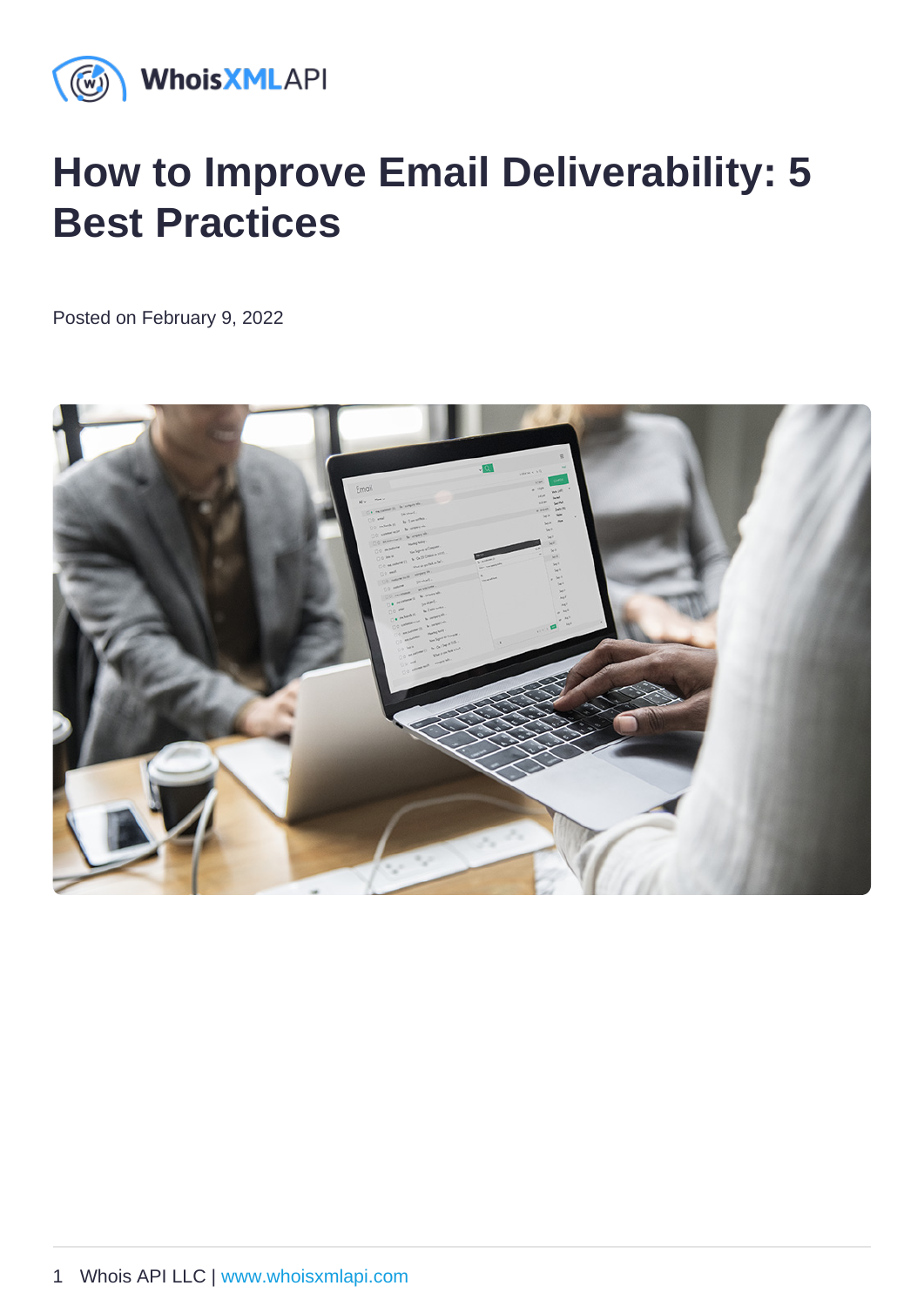# How to Improve Email Deliverability: 5 Best Practices

Posted on February 9, 2022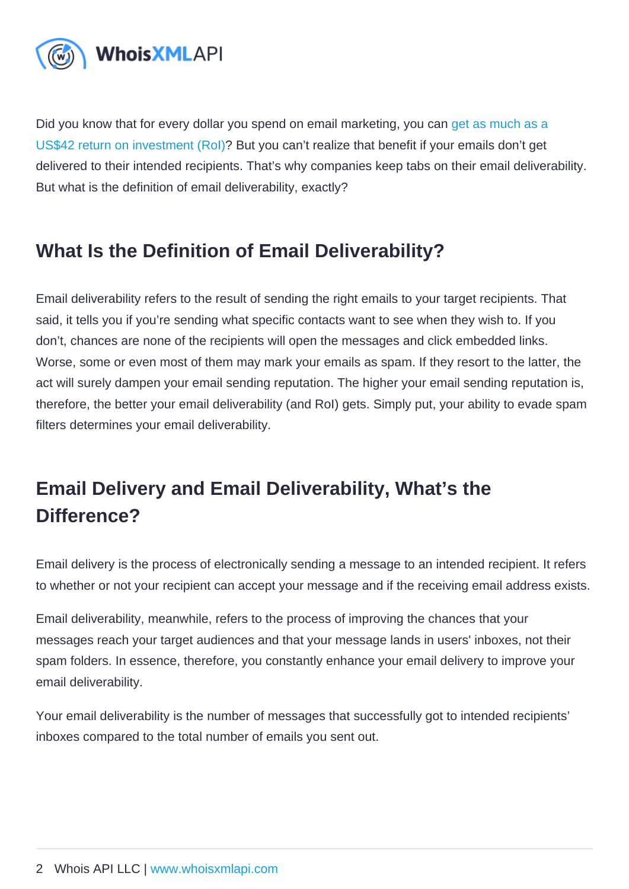Did you know that for every dollar you spend on email marketing, you can get as much as a US$42 return on investment (RoI)? But you can't realize that benefit if your emails don't get delivered to their intended recipients. That's why companies keep tabs on their email deliverability. But what is the definition of email deliverability, exactly?

## What Is the Definition of Email Deliverability?

Email deliverability refers to the result of sending the right emails to your target recipients. That said, it tells you if you're sending what specific contacts want to see when they wish to. If you don't, chances are none of the recipients will open the messages and click embedded links. Worse, some or even most of them may mark your emails as spam. If they resort to the latter, the act will surely dampen your email sending reputation. The higher your email sending reputation is, therefore, the better your email deliverability (and RoI) gets. Simply put, your ability to evade spam filters determines your email deliverability.

## Email Delivery and Email Deliverability, What's the Difference?

Email delivery is the process of electronically sending a message to an intended recipient. It refers to whether or not your recipient can accept your message and if the receiving email address exists.

Email deliverability, meanwhile, refers to the process of improving the chances that your messages reach your target audiences and that your message lands in users' inboxes, not their spam folders. In essence, therefore, you constantly enhance your email delivery to improve your email deliverability.

Your email deliverability is the number of messages that successfully got to intended recipients' inboxes compared to the total number of emails you sent out.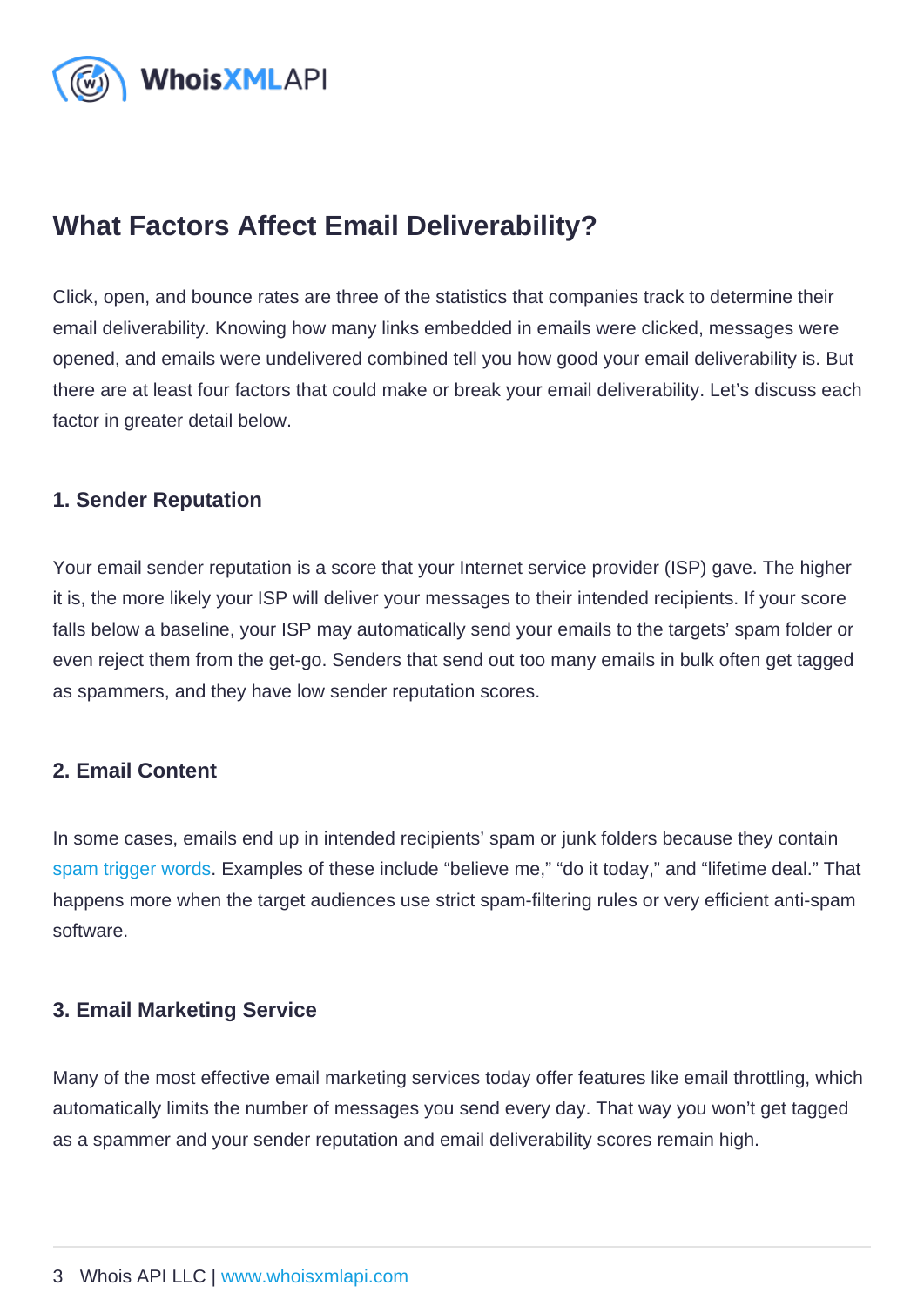## What Factors Affect Email Deliverability?

Click, open, and bounce rates are three of the statistics that companies track to determine their email deliverability. Knowing how many links embedded in emails were clicked, messages were opened, and emails were undelivered combined tell you how good your email deliverability is. But there are at least four factors that could make or break your email deliverability. Let's discuss each factor in greater detail below.

### 1. Sender Reputation

Your email sender reputation is a score that your Internet service provider (ISP) gave. The higher it is, the more likely your ISP will deliver your messages to their intended recipients. If your score falls below a baseline, your ISP may automatically send your emails to the targets' spam folder or even reject them from the get-go. Senders that send out too many emails in bulk often get tagged as spammers, and they have low sender reputation scores.

### 2. Email Content

In some cases, emails end up in intended recipients' spam or junk folders because they contain spam trigger words. Examples of these include "believe me," "do it today," and "lifetime deal." That happens more when the target audiences use strict spam-filtering rules or very efficient anti-spam software.

### 3. Email Marketing Service

Many of the most effective email marketing services today offer features like email throttling, which automatically limits the number of messages you send every day. That way you won't get tagged as a spammer and your sender reputation and email deliverability scores remain high.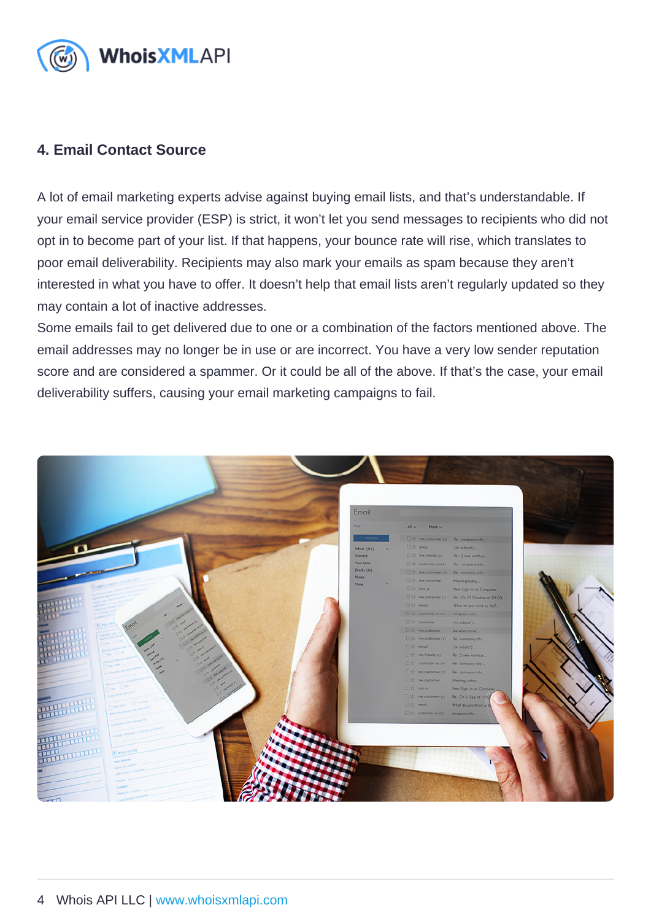## 4. Email Contact Source

A lot of email marketing experts advise against buying email lists, and that's understandable. If your email service provider (ESP) is strict, it won't let you send messages to recipients who did not opt in to become part of your list. If that happens, your bounce rate will rise, which translates to poor email deliverability. Recipients may also mark your emails as spam because they aren't interested in what you have to offer. It doesn't help that email lists aren't regularly updated so they may contain a lot of inactive addresses.

Some emails fail to get delivered due to one or a combination of the factors mentioned above. The email addresses may no longer be in use or are incorrect. You have a very low sender reputation score and are considered a spammer. Or it could be all of the above. If that's the case, your email deliverability suffers, causing your email marketing campaigns to fail.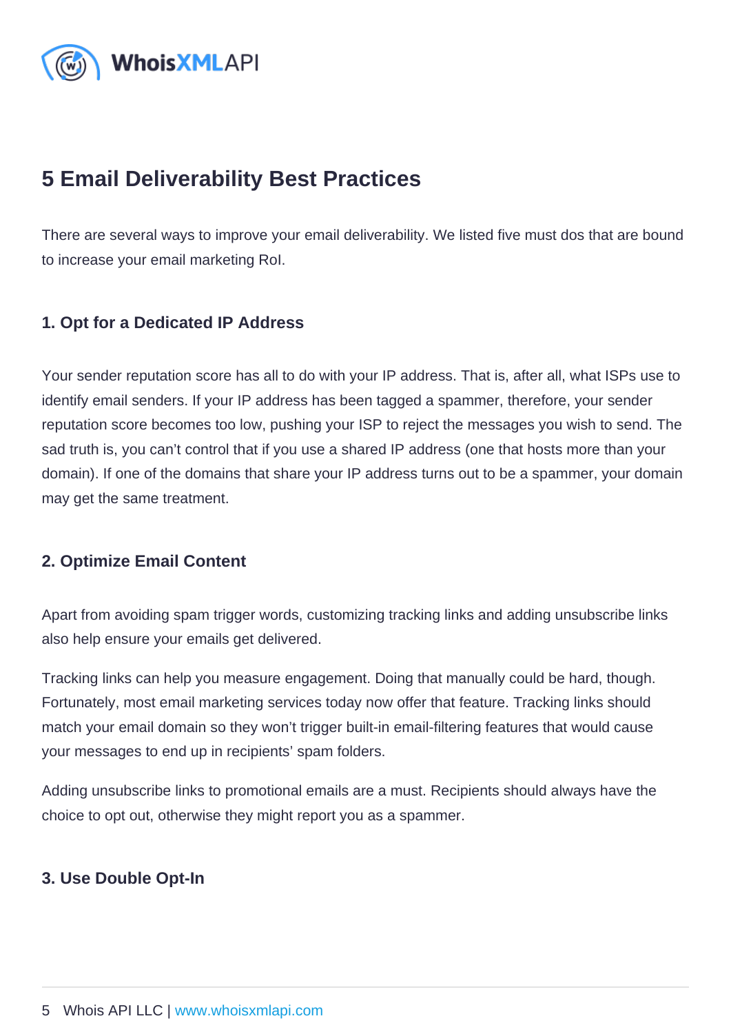## 5 Email Deliverability Best Practices

There are several ways to improve your email deliverability. We listed five must dos that are bound to increase your email marketing RoI.

### 1. Opt for a Dedicated IP Address

Your sender reputation score has all to do with your IP address. That is, after all, what ISPs use to identify email senders. If your IP address has been tagged a spammer, therefore, your sender reputation score becomes too low, pushing your ISP to reject the messages you wish to send. The sad truth is, you can't control that if you use a shared IP address (one that hosts more than your domain). If one of the domains that share your IP address turns out to be a spammer, your domain may get the same treatment.

### 2. Optimize Email Content

Apart from avoiding spam trigger words, customizing tracking links and adding unsubscribe links also help ensure your emails get delivered.

Tracking links can help you measure engagement. Doing that manually could be hard, though. Fortunately, most email marketing services today now offer that feature. Tracking links should match your email domain so they won't trigger built-in email-filtering features that would cause your messages to end up in recipients' spam folders.

Adding unsubscribe links to promotional emails are a must. Recipients should always have the choice to opt out, otherwise they might report you as a spammer.

### 3. Use Double Opt-In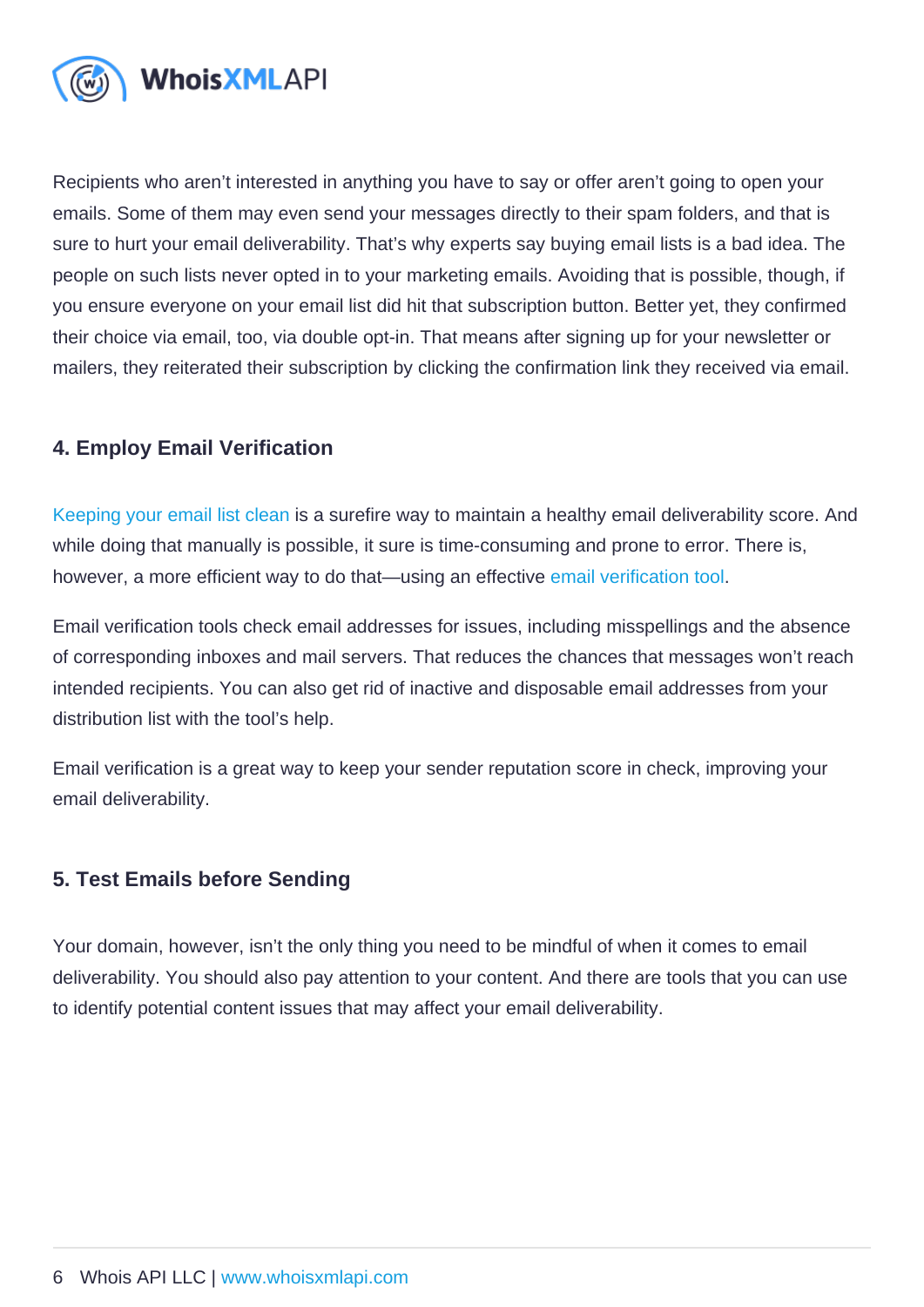Recipients who aren't interested in anything you have to say or offer aren't going to open your emails. Some of them may even send your messages directly to their spam folders, and that is sure to hurt your email deliverability. That's why experts say buying email lists is a bad idea. The people on such lists never opted in to your marketing emails. Avoiding that is possible, though, if you ensure everyone on your email list did hit that subscription button. Better yet, they confirmed their choice via email, too, via double opt-in. That means after signing up for your newsletter or mailers, they reiterated their subscription by clicking the confirmation link they received via email.

### 4. Employ Email Verification

Keeping your email list clean is a surefire way to maintain a healthy email deliverability score. And while doing that manually is possible, it sure is time-consuming and prone to error. There is, however, a more efficient way to do that—using an effective email verification tool.

Email verification tools check email addresses for issues, including misspellings and the absence of corresponding inboxes and mail servers. That reduces the chances that messages won't reach intended recipients. You can also get rid of inactive and disposable email addresses from your distribution list with the tool's help.

Email verification is a great way to keep your sender reputation score in check, improving your email deliverability.

### 5. Test Emails before Sending

Your domain, however, isn't the only thing you need to be mindful of when it comes to email deliverability. You should also pay attention to your content. And there are tools that you can use to identify potential content issues that may affect your email deliverability.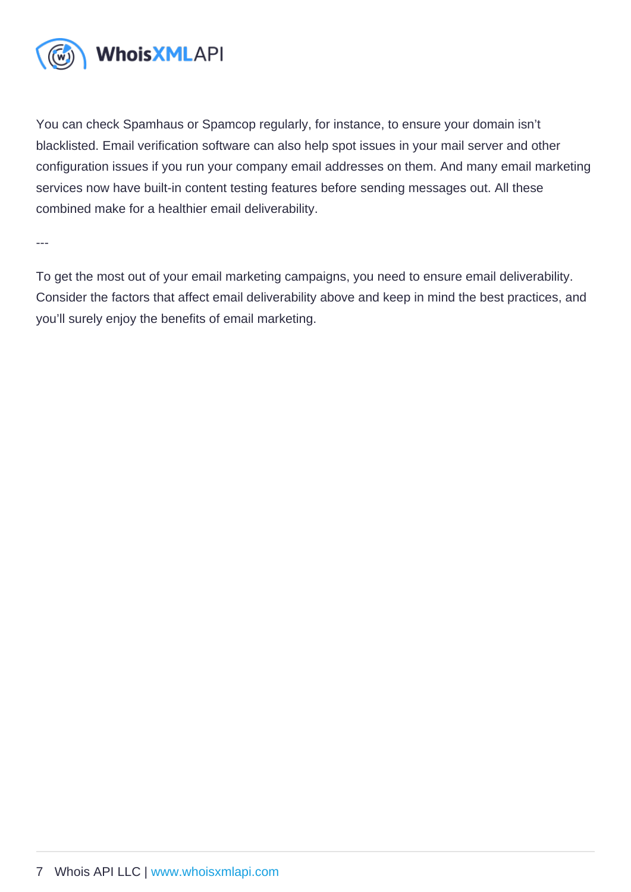You can check Spamhaus or Spamcop regularly, for instance, to ensure your domain isn't blacklisted. Email verification software can also help spot issues in your mail server and other configuration issues if you run your company email addresses on them. And many email marketing services now have built-in content testing features before sending messages out. All these combined make for a healthier email deliverability.

---

To get the most out of your email marketing campaigns, you need to ensure email deliverability. Consider the factors that affect email deliverability above and keep in mind the best practices, and you'll surely enjoy the benefits of email marketing.